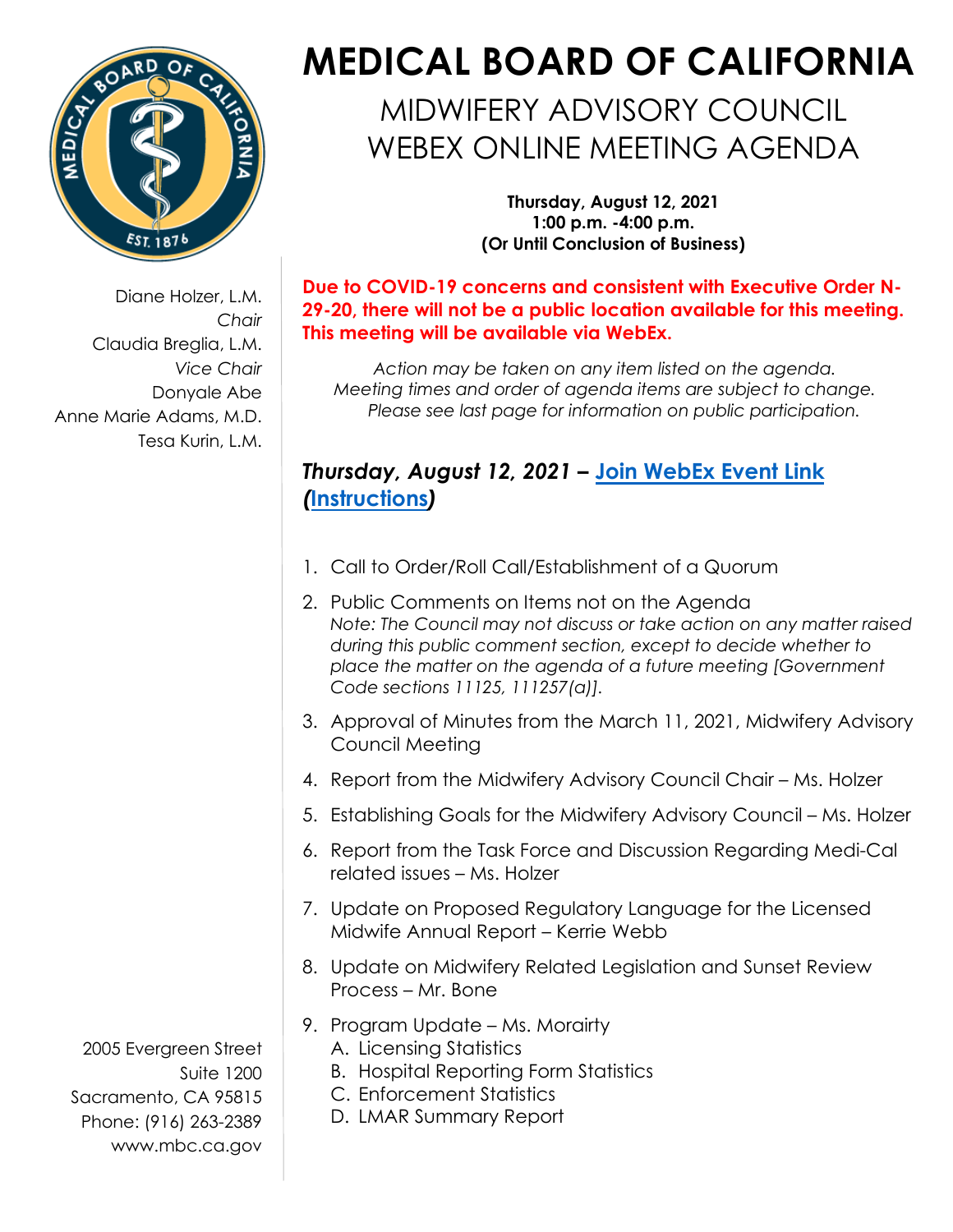# MEDICAL BOARD OF CALIFORNIA

## MIDWIFERY ADVISORY COUNCIL WEBEX ONLINE MEETING AGENDA

**Thursday, August 12, 2021**
**1:00 p.m. -4:00 p.m.**
**(Or Until Conclusion of Business)**

Diane Holzer, L.M.
*Chair*
Claudia Breglia, L.M.
*Vice Chair*
Donyale Abe
Anne Marie Adams, M.D.
Tesa Kurin, L.M.

**Due to COVID-19 concerns and consistent with Executive Order N-29-20, there will not be a public location available for this meeting. This meeting will be available via WebEx.**

*Action may be taken on any item listed on the agenda. Meeting times and order of agenda items are subject to change. Please see last page for information on public participation.*

### *Thursday, August 12, 2021 – Join WebEx Event Link (Instructions)*

1. Call to Order/Roll Call/Establishment of a Quorum
2. Public Comments on Items not on the Agenda
   *Note: The Council may not discuss or take action on any matter raised during this public comment section, except to decide whether to place the matter on the agenda of a future meeting [Government Code sections 11125, 111257(a)].*
3. Approval of Minutes from the March 11, 2021, Midwifery Advisory Council Meeting
4. Report from the Midwifery Advisory Council Chair – Ms. Holzer
5. Establishing Goals for the Midwifery Advisory Council – Ms. Holzer
6. Report from the Task Force and Discussion Regarding Medi-Cal related issues – Ms. Holzer
7. Update on Proposed Regulatory Language for the Licensed Midwife Annual Report – Kerrie Webb
8. Update on Midwifery Related Legislation and Sunset Review Process – Mr. Bone
9. Program Update – Ms. Morairty
   A. Licensing Statistics
   B. Hospital Reporting Form Statistics
   C. Enforcement Statistics
   D. LMAR Summary Report

2005 Evergreen Street
Suite 1200
Sacramento, CA 95815
Phone: (916) 263-2389
www.mbc.ca.gov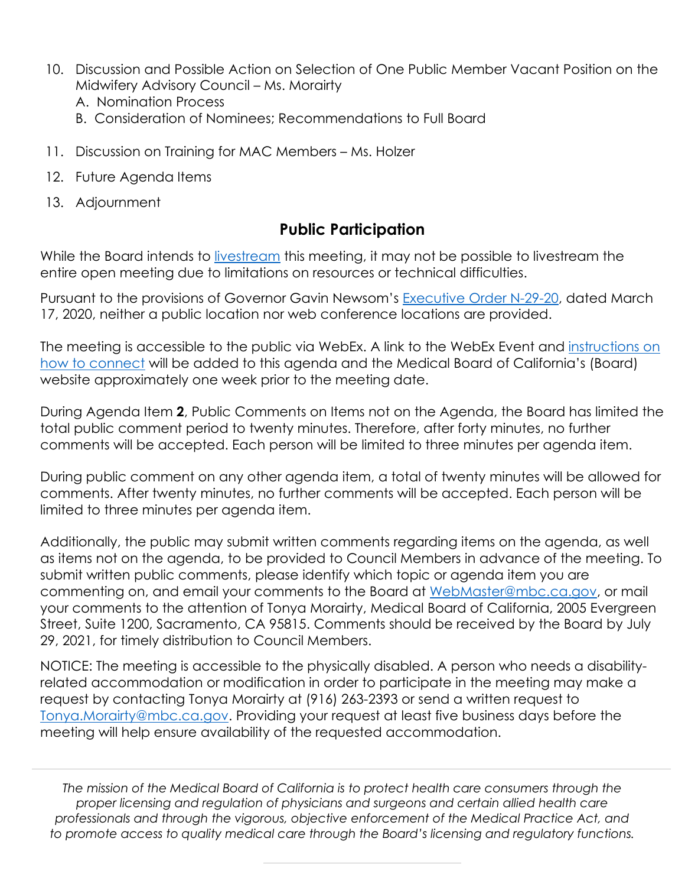10. Discussion and Possible Action on Selection of One Public Member Vacant Position on the Midwifery Advisory Council – Ms. Morairty
    A. Nomination Process
    B. Consideration of Nominees; Recommendations to Full Board
11. Discussion on Training for MAC Members – Ms. Holzer
12. Future Agenda Items
13. Adjournment

## Public Participation

While the Board intends to livestream this meeting, it may not be possible to livestream the entire open meeting due to limitations on resources or technical difficulties.

Pursuant to the provisions of Governor Gavin Newsom's Executive Order N-29-20, dated March 17, 2020, neither a public location nor web conference locations are provided.

The meeting is accessible to the public via WebEx. A link to the WebEx Event and instructions on how to connect will be added to this agenda and the Medical Board of California's (Board) website approximately one week prior to the meeting date.

During Agenda Item **2**, Public Comments on Items not on the Agenda, the Board has limited the total public comment period to twenty minutes. Therefore, after forty minutes, no further comments will be accepted. Each person will be limited to three minutes per agenda item.

During public comment on any other agenda item, a total of twenty minutes will be allowed for comments. After twenty minutes, no further comments will be accepted. Each person will be limited to three minutes per agenda item.

Additionally, the public may submit written comments regarding items on the agenda, as well as items not on the agenda, to be provided to Council Members in advance of the meeting. To submit written public comments, please identify which topic or agenda item you are commenting on, and email your comments to the Board at WebMaster@mbc.ca.gov, or mail your comments to the attention of Tonya Morairty, Medical Board of California, 2005 Evergreen Street, Suite 1200, Sacramento, CA 95815. Comments should be received by the Board by July 29, 2021, for timely distribution to Council Members.

NOTICE: The meeting is accessible to the physically disabled. A person who needs a disability-related accommodation or modification in order to participate in the meeting may make a request by contacting Tonya Morairty at (916) 263-2393 or send a written request to Tonya.Morairty@mbc.ca.gov. Providing your request at least five business days before the meeting will help ensure availability of the requested accommodation.

---

*The mission of the Medical Board of California is to protect health care consumers through the proper licensing and regulation of physicians and surgeons and certain allied health care professionals and through the vigorous, objective enforcement of the Medical Practice Act, and to promote access to quality medical care through the Board's licensing and regulatory functions.*